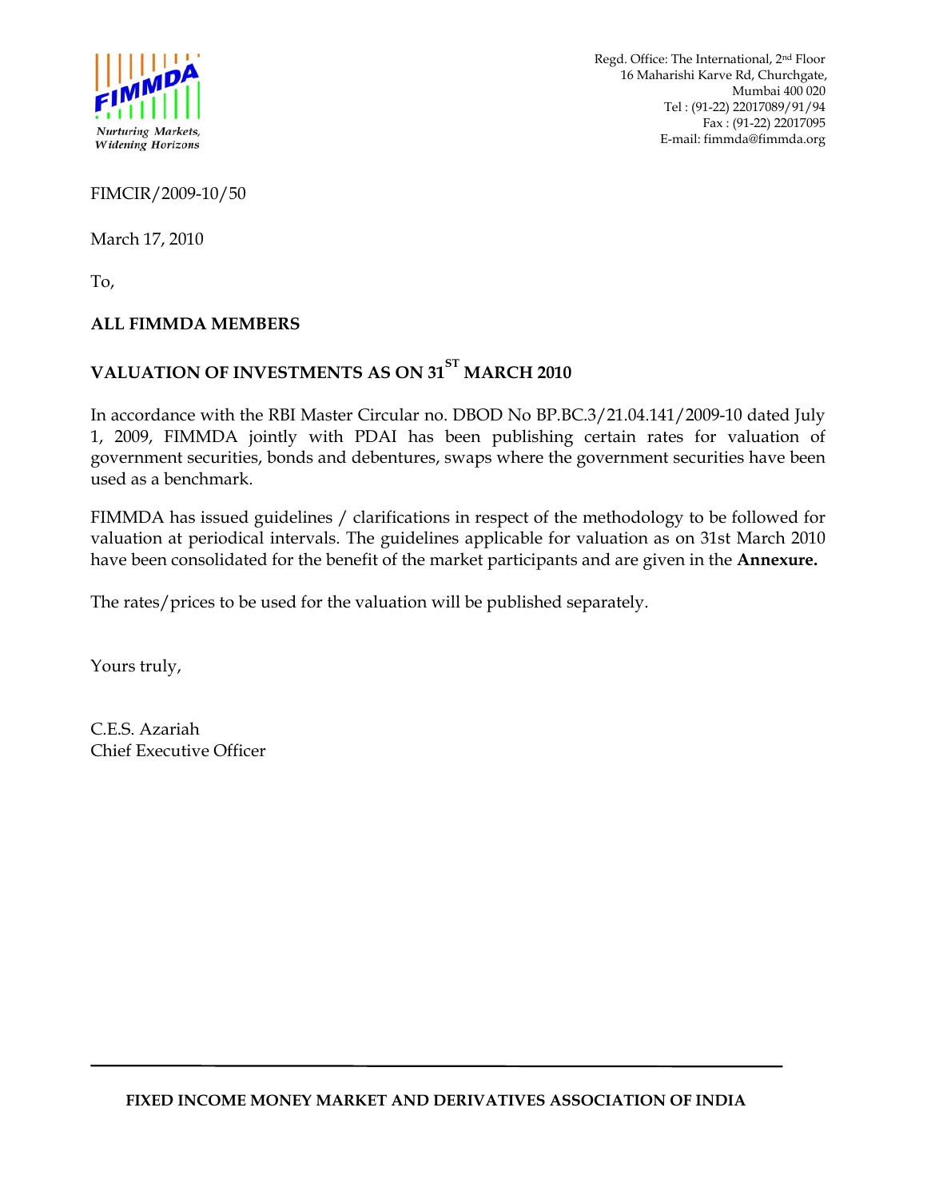Regd. Office: The International, 2nd Floor
16 Maharishi Karve Rd, Churchgate,
Mumbai 400 020
Tel : (91-22) 22017089/91/94
Fax : (91-22) 22017095
E-mail: fimmda@fimmda.org

FIMCIR/2009-10/50

March 17, 2010

To,

**ALL FIMMDA MEMBERS**

**VALUATION OF INVESTMENTS AS ON 31ST MARCH 2010**

In accordance with the RBI Master Circular no. DBOD No BP.BC.3/21.04.141/2009-10 dated July 1, 2009, FIMMDA jointly with PDAI has been publishing certain rates for valuation of government securities, bonds and debentures, swaps where the government securities have been used as a benchmark.

FIMMDA has issued guidelines / clarifications in respect of the methodology to be followed for valuation at periodical intervals. The guidelines applicable for valuation as on 31st March 2010 have been consolidated for the benefit of the market participants and are given in the **Annexure.**

The rates/prices to be used for the valuation will be published separately.

Yours truly,

C.E.S. Azariah
Chief Executive Officer

**FIXED INCOME MONEY MARKET AND DERIVATIVES ASSOCIATION OF INDIA**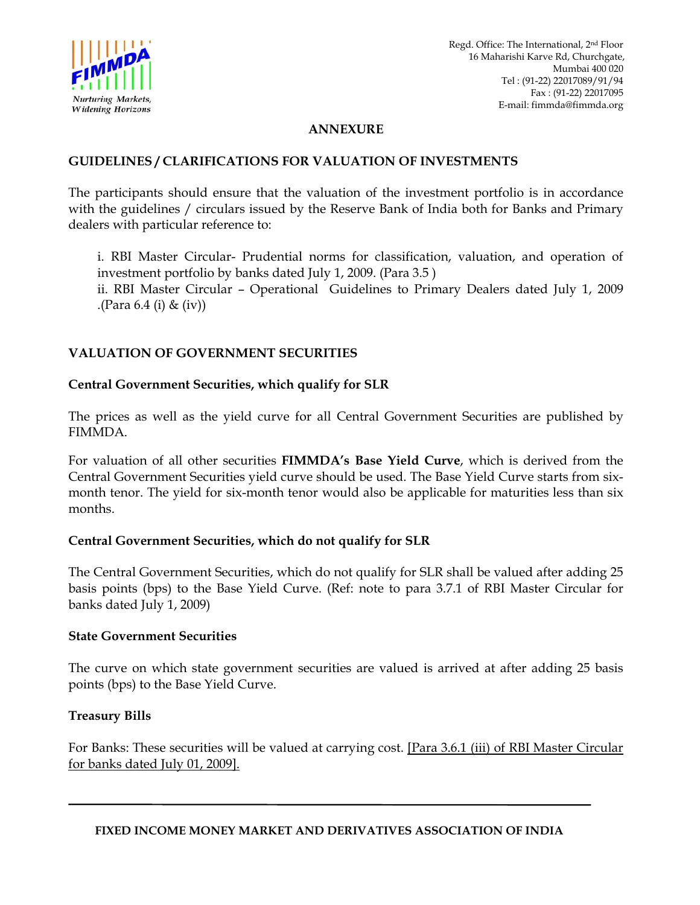## ANNEXURE

## GUIDELINES / CLARIFICATIONS FOR VALUATION OF INVESTMENTS

The participants should ensure that the valuation of the investment portfolio is in accordance with the guidelines / circulars issued by the Reserve Bank of India both for Banks and Primary dealers with particular reference to:

i. RBI Master Circular- Prudential norms for classification, valuation, and operation of investment portfolio by banks dated July 1, 2009. (Para 3.5 )

ii. RBI Master Circular – Operational Guidelines to Primary Dealers dated July 1, 2009 .(Para 6.4 (i) & (iv))

## VALUATION OF GOVERNMENT SECURITIES

### Central Government Securities, which qualify for SLR

The prices as well as the yield curve for all Central Government Securities are published by FIMMDA.

For valuation of all other securities **FIMMDA's Base Yield Curve**, which is derived from the Central Government Securities yield curve should be used. The Base Yield Curve starts from six-month tenor. The yield for six-month tenor would also be applicable for maturities less than six months.

### Central Government Securities, which do not qualify for SLR

The Central Government Securities, which do not qualify for SLR shall be valued after adding 25 basis points (bps) to the Base Yield Curve. (Ref: note to para 3.7.1 of RBI Master Circular for banks dated July 1, 2009)

### State Government Securities

The curve on which state government securities are valued is arrived at after adding 25 basis points (bps) to the Base Yield Curve.

### Treasury Bills

For Banks: These securities will be valued at carrying cost. [Para 3.6.1 (iii) of RBI Master Circular for banks dated July 01, 2009].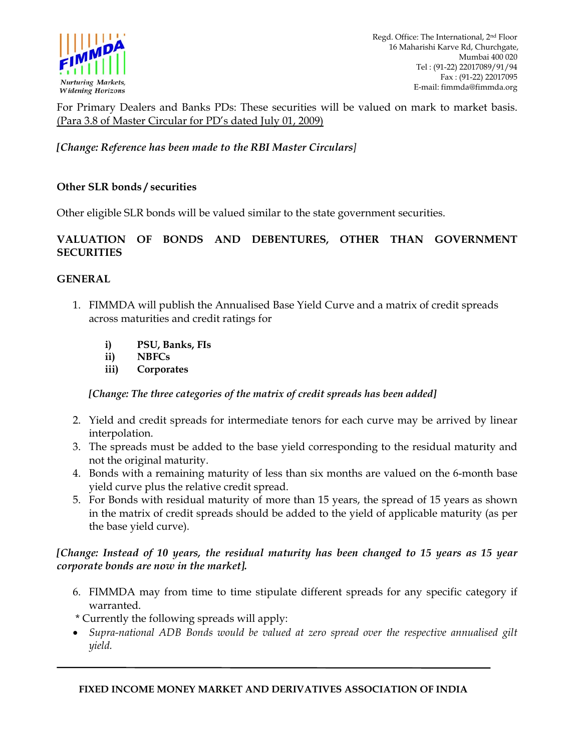For Primary Dealers and Banks PDs: These securities will be valued on mark to market basis. (Para 3.8 of Master Circular for PD's dated July 01, 2009)

*[Change: Reference has been made to the RBI Master Circulars]*

**Other SLR bonds / securities**

Other eligible SLR bonds will be valued similar to the state government securities.

## VALUATION OF BONDS AND DEBENTURES, OTHER THAN GOVERNMENT SECURITIES

### GENERAL

1. FIMMDA will publish the Annualised Base Yield Curve and a matrix of credit spreads across maturities and credit ratings for

   i) **PSU, Banks, FIs**
   ii) **NBFCs**
   iii) **Corporates**

   *[Change: The three categories of the matrix of credit spreads has been added]*

2. Yield and credit spreads for intermediate tenors for each curve may be arrived by linear interpolation.
3. The spreads must be added to the base yield corresponding to the residual maturity and not the original maturity.
4. Bonds with a remaining maturity of less than six months are valued on the 6-month base yield curve plus the relative credit spread.
5. For Bonds with residual maturity of more than 15 years, the spread of 15 years as shown in the matrix of credit spreads should be added to the yield of applicable maturity (as per the base yield curve).

***[Change: Instead of 10 years, the residual maturity has been changed to 15 years as 15 year corporate bonds are now in the market].***

6. FIMMDA may from time to time stipulate different spreads for any specific category if warranted.

\* Currently the following spreads will apply:

- *Supra-national ADB Bonds would be valued at zero spread over the respective annualised gilt yield.*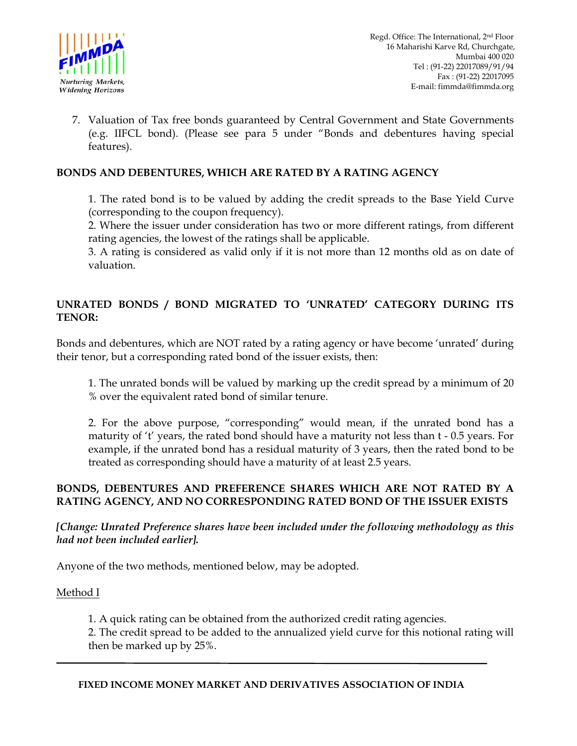7. Valuation of Tax free bonds guaranteed by Central Government and State Governments (e.g. IIFCL bond). (Please see para 5 under "Bonds and debentures having special features).

**BONDS AND DEBENTURES, WHICH ARE RATED BY A RATING AGENCY**

1. The rated bond is to be valued by adding the credit spreads to the Base Yield Curve (corresponding to the coupon frequency).
2. Where the issuer under consideration has two or more different ratings, from different rating agencies, the lowest of the ratings shall be applicable.
3. A rating is considered as valid only if it is not more than 12 months old as on date of valuation.

**UNRATED BONDS / BOND MIGRATED TO 'UNRATED' CATEGORY DURING ITS TENOR:**

Bonds and debentures, which are NOT rated by a rating agency or have become 'unrated' during their tenor, but a corresponding rated bond of the issuer exists, then:

1. The unrated bonds will be valued by marking up the credit spread by a minimum of 20 % over the equivalent rated bond of similar tenure.

2. For the above purpose, "corresponding" would mean, if the unrated bond has a maturity of 't' years, the rated bond should have a maturity not less than t - 0.5 years. For example, if the unrated bond has a residual maturity of 3 years, then the rated bond to be treated as corresponding should have a maturity of at least 2.5 years.

**BONDS, DEBENTURES AND PREFERENCE SHARES WHICH ARE NOT RATED BY A RATING AGENCY, AND NO CORRESPONDING RATED BOND OF THE ISSUER EXISTS**

***[Change: Unrated Preference shares have been included under the following methodology as this had not been included earlier].***

Anyone of the two methods, mentioned below, may be adopted.

Method I

1. A quick rating can be obtained from the authorized credit rating agencies.
2. The credit spread to be added to the annualized yield curve for this notional rating will then be marked up by 25%.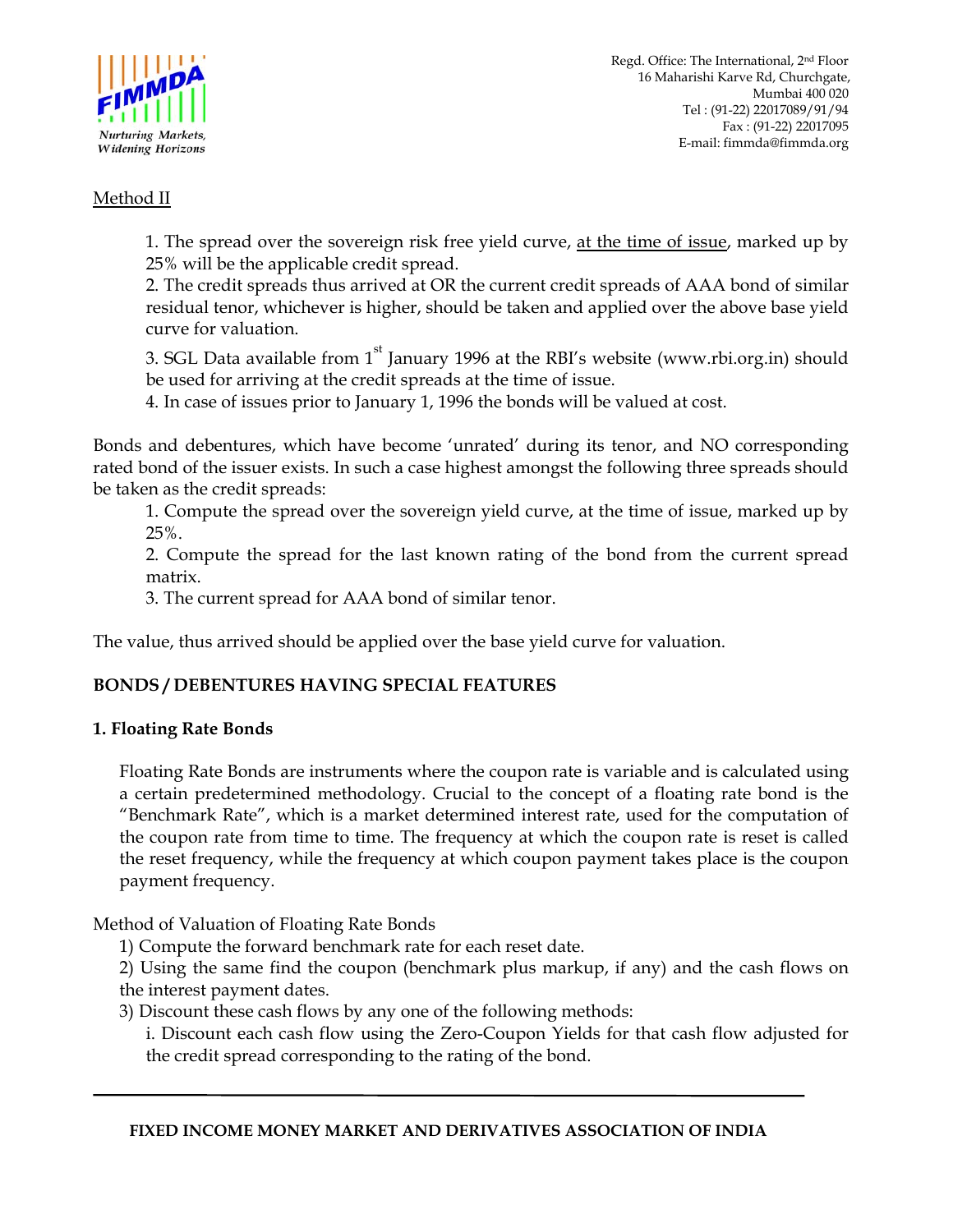<u>Method II</u>

1. The spread over the sovereign risk free yield curve, <u>at the time of issue</u>, marked up by 25% will be the applicable credit spread.
2. The credit spreads thus arrived at OR the current credit spreads of AAA bond of similar residual tenor, whichever is higher, should be taken and applied over the above base yield curve for valuation.
3. SGL Data available from 1st January 1996 at the RBI's website (www.rbi.org.in) should be used for arriving at the credit spreads at the time of issue.
4. In case of issues prior to January 1, 1996 the bonds will be valued at cost.

Bonds and debentures, which have become 'unrated' during its tenor, and NO corresponding rated bond of the issuer exists. In such a case highest amongst the following three spreads should be taken as the credit spreads:

1. Compute the spread over the sovereign yield curve, at the time of issue, marked up by 25%.
2. Compute the spread for the last known rating of the bond from the current spread matrix.
3. The current spread for AAA bond of similar tenor.

The value, thus arrived should be applied over the base yield curve for valuation.

**BONDS / DEBENTURES HAVING SPECIAL FEATURES**

**1. Floating Rate Bonds**

Floating Rate Bonds are instruments where the coupon rate is variable and is calculated using a certain predetermined methodology. Crucial to the concept of a floating rate bond is the "Benchmark Rate", which is a market determined interest rate, used for the computation of the coupon rate from time to time. The frequency at which the coupon rate is reset is called the reset frequency, while the frequency at which coupon payment takes place is the coupon payment frequency.

Method of Valuation of Floating Rate Bonds

1) Compute the forward benchmark rate for each reset date.

2) Using the same find the coupon (benchmark plus markup, if any) and the cash flows on the interest payment dates.

3) Discount these cash flows by any one of the following methods:

i. Discount each cash flow using the Zero-Coupon Yields for that cash flow adjusted for the credit spread corresponding to the rating of the bond.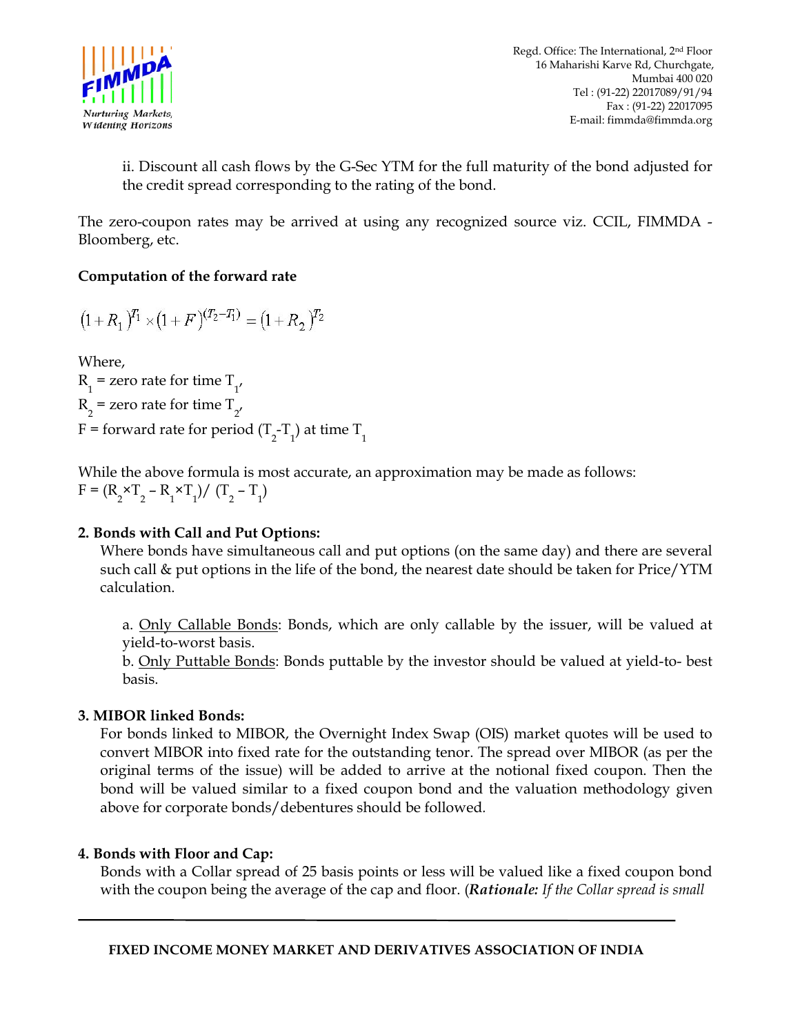ii. Discount all cash flows by the G-Sec YTM for the full maturity of the bond adjusted for the credit spread corresponding to the rating of the bond.

The zero-coupon rates may be arrived at using any recognized source viz. CCIL, FIMMDA - Bloomberg, etc.

**Computation of the forward rate**

$$(1+R_1)^{T_1} \times (1+F)^{(T_2-T_1)} = (1+R_2)^{T_2}$$

Where,

$R_1$ = zero rate for time $T_1$,

$R_2$ = zero rate for time $T_2$,

F = forward rate for period $(T_2$-$T_1)$ at time $T_1$

While the above formula is most accurate, an approximation may be made as follows:

$F = (R_2 \times T_2 - R_1 \times T_1) / (T_2 - T_1)$

**2. Bonds with Call and Put Options:**

Where bonds have simultaneous call and put options (on the same day) and there are several such call & put options in the life of the bond, the nearest date should be taken for Price/YTM calculation.

a. Only Callable Bonds: Bonds, which are only callable by the issuer, will be valued at yield-to-worst basis.

b. Only Puttable Bonds: Bonds puttable by the investor should be valued at yield-to- best basis.

**3. MIBOR linked Bonds:**

For bonds linked to MIBOR, the Overnight Index Swap (OIS) market quotes will be used to convert MIBOR into fixed rate for the outstanding tenor. The spread over MIBOR (as per the original terms of the issue) will be added to arrive at the notional fixed coupon. Then the bond will be valued similar to a fixed coupon bond and the valuation methodology given above for corporate bonds/debentures should be followed.

**4. Bonds with Floor and Cap:**

Bonds with a Collar spread of 25 basis points or less will be valued like a fixed coupon bond with the coupon being the average of the cap and floor. (***Rationale:*** *If the Collar spread is small*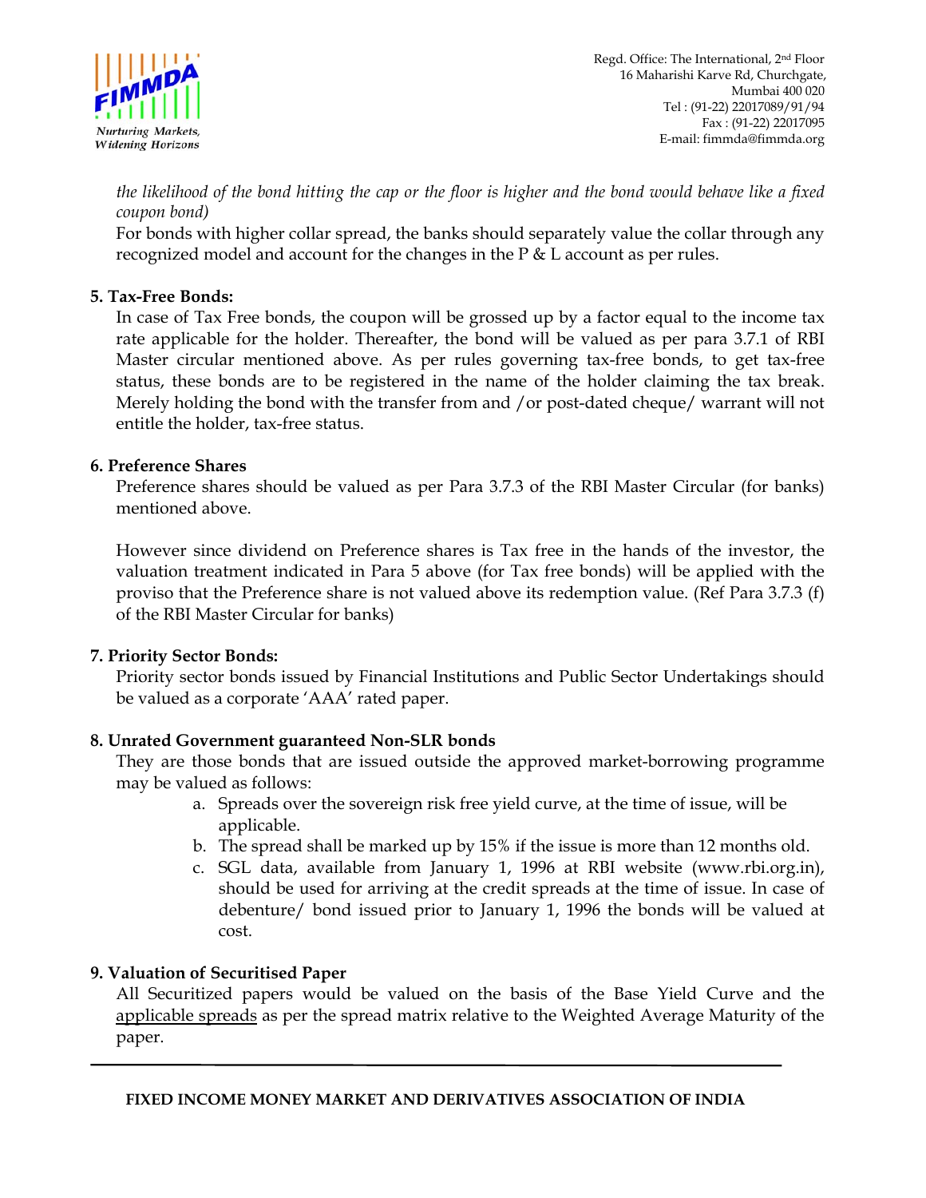*the likelihood of the bond hitting the cap or the floor is higher and the bond would behave like a fixed coupon bond)*

For bonds with higher collar spread, the banks should separately value the collar through any recognized model and account for the changes in the P & L account as per rules.

**5. Tax-Free Bonds:**

In case of Tax Free bonds, the coupon will be grossed up by a factor equal to the income tax rate applicable for the holder. Thereafter, the bond will be valued as per para 3.7.1 of RBI Master circular mentioned above. As per rules governing tax-free bonds, to get tax-free status, these bonds are to be registered in the name of the holder claiming the tax break. Merely holding the bond with the transfer from and /or post-dated cheque/ warrant will not entitle the holder, tax-free status.

**6. Preference Shares**

Preference shares should be valued as per Para 3.7.3 of the RBI Master Circular (for banks) mentioned above.

However since dividend on Preference shares is Tax free in the hands of the investor, the valuation treatment indicated in Para 5 above (for Tax free bonds) will be applied with the proviso that the Preference share is not valued above its redemption value. (Ref Para 3.7.3 (f) of the RBI Master Circular for banks)

**7. Priority Sector Bonds:**

Priority sector bonds issued by Financial Institutions and Public Sector Undertakings should be valued as a corporate 'AAA' rated paper.

**8. Unrated Government guaranteed Non-SLR bonds**

They are those bonds that are issued outside the approved market-borrowing programme may be valued as follows:

a. Spreads over the sovereign risk free yield curve, at the time of issue, will be applicable.
b. The spread shall be marked up by 15% if the issue is more than 12 months old.
c. SGL data, available from January 1, 1996 at RBI website (www.rbi.org.in), should be used for arriving at the credit spreads at the time of issue. In case of debenture/ bond issued prior to January 1, 1996 the bonds will be valued at cost.

**9. Valuation of Securitised Paper**

All Securitized papers would be valued on the basis of the Base Yield Curve and the applicable spreads as per the spread matrix relative to the Weighted Average Maturity of the paper.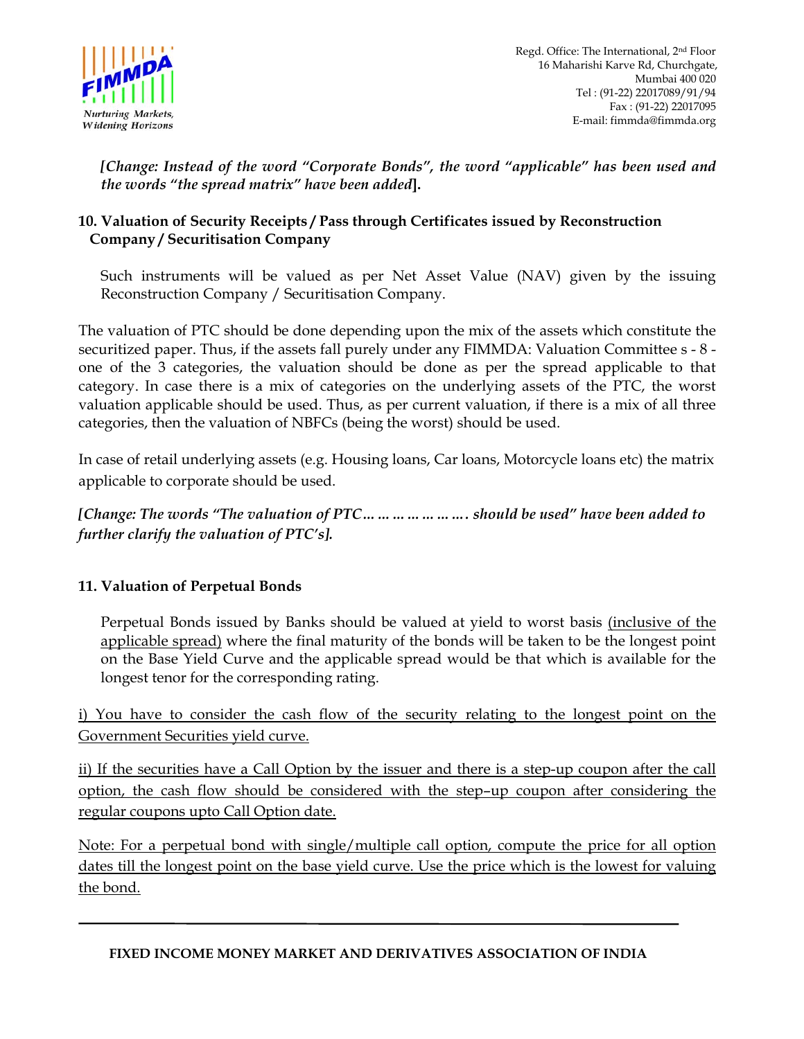*[Change: Instead of the word "Corporate Bonds", the word "applicable" has been used and the words "the spread matrix" have been added*].

### 10. Valuation of Security Receipts / Pass through Certificates issued by Reconstruction Company / Securitisation Company

Such instruments will be valued as per Net Asset Value (NAV) given by the issuing Reconstruction Company / Securitisation Company.

The valuation of PTC should be done depending upon the mix of the assets which constitute the securitized paper. Thus, if the assets fall purely under any FIMMDA: Valuation Committee s - 8 - one of the 3 categories, the valuation should be done as per the spread applicable to that category. In case there is a mix of categories on the underlying assets of the PTC, the worst valuation applicable should be used. Thus, as per current valuation, if there is a mix of all three categories, then the valuation of NBFCs (being the worst) should be used.

In case of retail underlying assets (e.g. Housing loans, Car loans, Motorcycle loans etc) the matrix applicable to corporate should be used.

***[Change: The words "The valuation of PTC… … … … … … …. should be used" have been added to further clarify the valuation of PTC's].***

### 11. Valuation of Perpetual Bonds

Perpetual Bonds issued by Banks should be valued at yield to worst basis <u>(inclusive of the applicable spread)</u> where the final maturity of the bonds will be taken to be the longest point on the Base Yield Curve and the applicable spread would be that which is available for the longest tenor for the corresponding rating.

<u>i) You have to consider the cash flow of the security relating to the longest point on the Government Securities yield curve.</u>

<u>ii) If the securities have a Call Option by the issuer and there is a step-up coupon after the call option, the cash flow should be considered with the step–up coupon after considering the regular coupons upto Call Option date.</u>

<u>Note: For a perpetual bond with single/multiple call option, compute the price for all option dates till the longest point on the base yield curve. Use the price which is the lowest for valuing the bond.</u>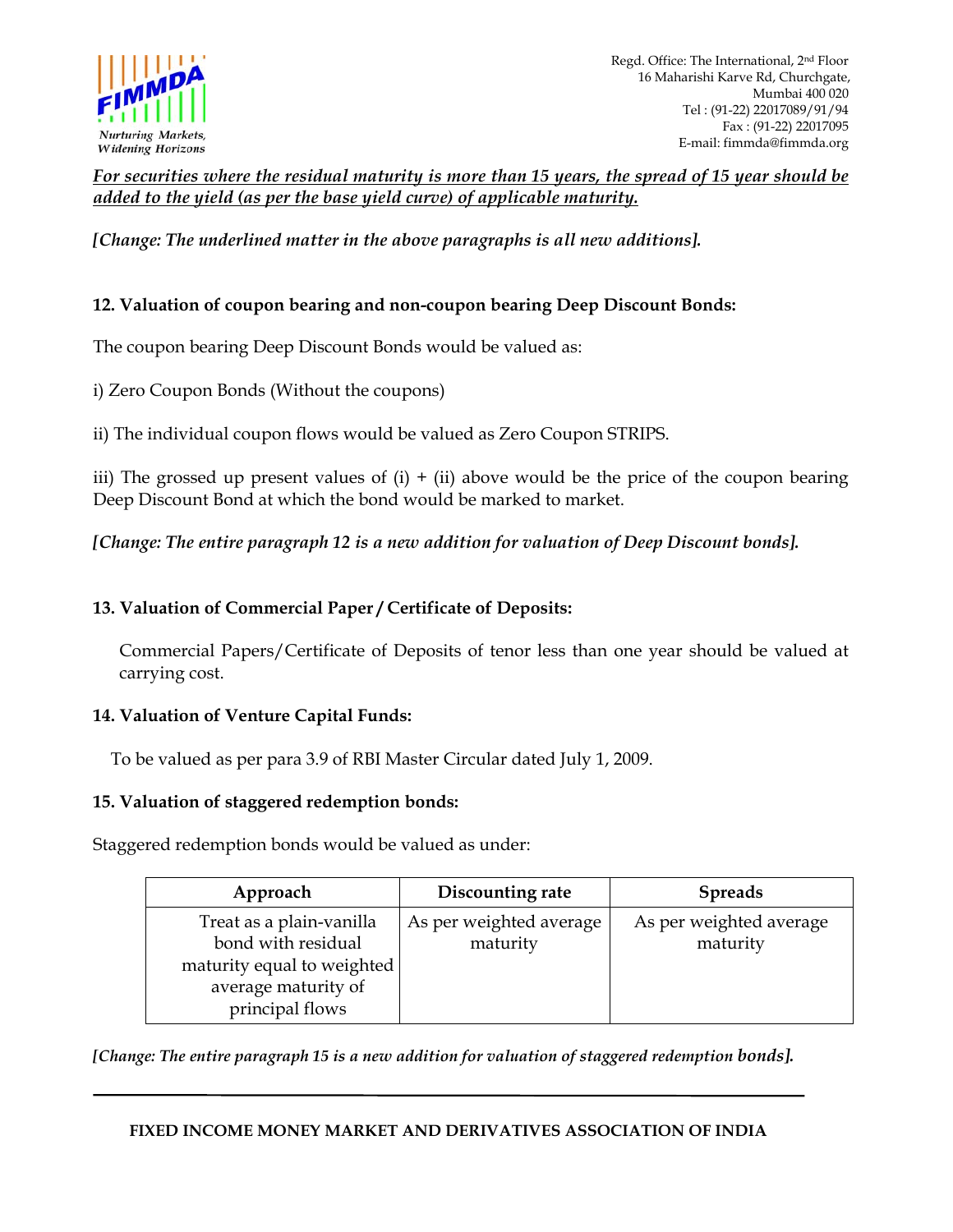***For securities where the residual maturity is more than 15 years, the spread of 15 year should be added to the yield (as per the base yield curve) of applicable maturity.***

***[Change: The underlined matter in the above paragraphs is all new additions].***

**12. Valuation of coupon bearing and non-coupon bearing Deep Discount Bonds:**

The coupon bearing Deep Discount Bonds would be valued as:

i) Zero Coupon Bonds (Without the coupons)

ii) The individual coupon flows would be valued as Zero Coupon STRIPS.

iii) The grossed up present values of (i) + (ii) above would be the price of the coupon bearing Deep Discount Bond at which the bond would be marked to market.

***[Change: The entire paragraph 12 is a new addition for valuation of Deep Discount bonds].***

**13. Valuation of Commercial Paper / Certificate of Deposits:**

Commercial Papers/Certificate of Deposits of tenor less than one year should be valued at carrying cost.

**14. Valuation of Venture Capital Funds:**

To be valued as per para 3.9 of RBI Master Circular dated July 1, 2009.

**15. Valuation of staggered redemption bonds:**

Staggered redemption bonds would be valued as under:

| Approach | Discounting rate | Spreads |
|---|---|---|
| Treat as a plain-vanilla bond with residual maturity equal to weighted average maturity of principal flows | As per weighted average maturity | As per weighted average maturity |

***[Change: The entire paragraph 15 is a new addition for valuation of staggered redemption bonds].***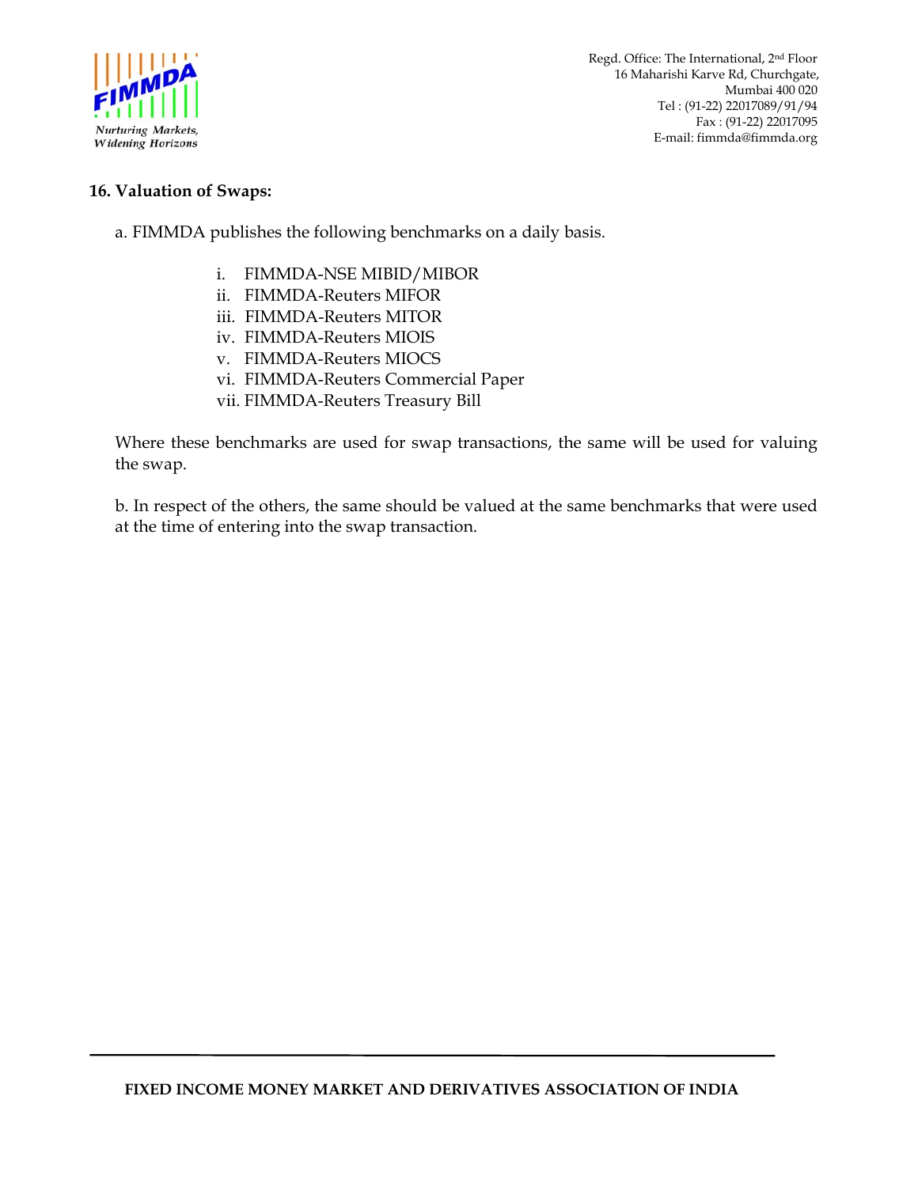## 16. Valuation of Swaps:

a. FIMMDA publishes the following benchmarks on a daily basis.

i. FIMMDA-NSE MIBID/MIBOR
ii. FIMMDA-Reuters MIFOR
iii. FIMMDA-Reuters MITOR
iv. FIMMDA-Reuters MIOIS
v. FIMMDA-Reuters MIOCS
vi. FIMMDA-Reuters Commercial Paper
vii. FIMMDA-Reuters Treasury Bill

Where these benchmarks are used for swap transactions, the same will be used for valuing the swap.

b. In respect of the others, the same should be valued at the same benchmarks that were used at the time of entering into the swap transaction.